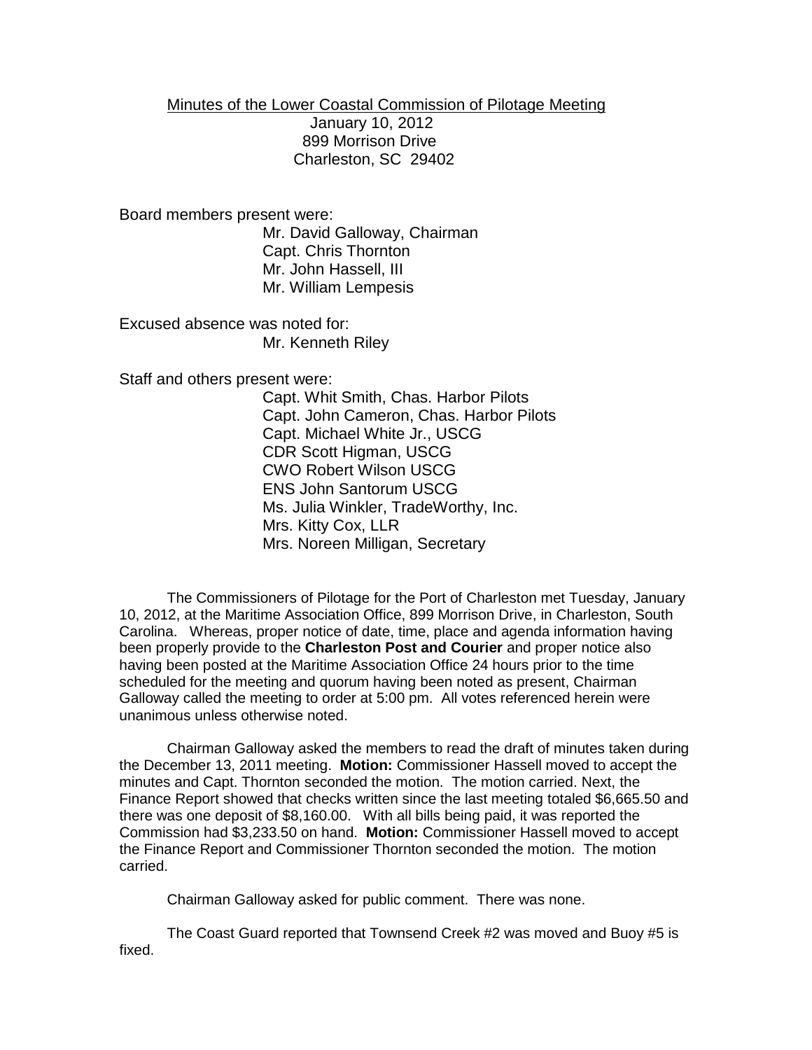Minutes of the Lower Coastal Commission of Pilotage Meeting

January 10, 2012

899 Morrison Drive

Charleston, SC 29402

Board members present were:

Mr. David Galloway, Chairman
Capt. Chris Thornton
Mr. John Hassell, III
Mr. William Lempesis

Excused absence was noted for:

Mr. Kenneth Riley

Staff and others present were:

Capt. Whit Smith, Chas. Harbor Pilots
Capt. John Cameron, Chas. Harbor Pilots
Capt. Michael White Jr., USCG
CDR Scott Higman, USCG
CWO Robert Wilson USCG
ENS John Santorum USCG
Ms. Julia Winkler, TradeWorthy, Inc.
Mrs. Kitty Cox, LLR
Mrs. Noreen Milligan, Secretary

The Commissioners of Pilotage for the Port of Charleston met Tuesday, January 10, 2012, at the Maritime Association Office, 899 Morrison Drive, in Charleston, South Carolina. Whereas, proper notice of date, time, place and agenda information having been properly provide to the **Charleston Post and Courier** and proper notice also having been posted at the Maritime Association Office 24 hours prior to the time scheduled for the meeting and quorum having been noted as present, Chairman Galloway called the meeting to order at 5:00 pm. All votes referenced herein were unanimous unless otherwise noted.

Chairman Galloway asked the members to read the draft of minutes taken during the December 13, 2011 meeting. **Motion:** Commissioner Hassell moved to accept the minutes and Capt. Thornton seconded the motion. The motion carried. Next, the Finance Report showed that checks written since the last meeting totaled $6,665.50 and there was one deposit of $8,160.00. With all bills being paid, it was reported the Commission had $3,233.50 on hand. **Motion:** Commissioner Hassell moved to accept the Finance Report and Commissioner Thornton seconded the motion. The motion carried.

Chairman Galloway asked for public comment. There was none.

The Coast Guard reported that Townsend Creek #2 was moved and Buoy #5 is fixed.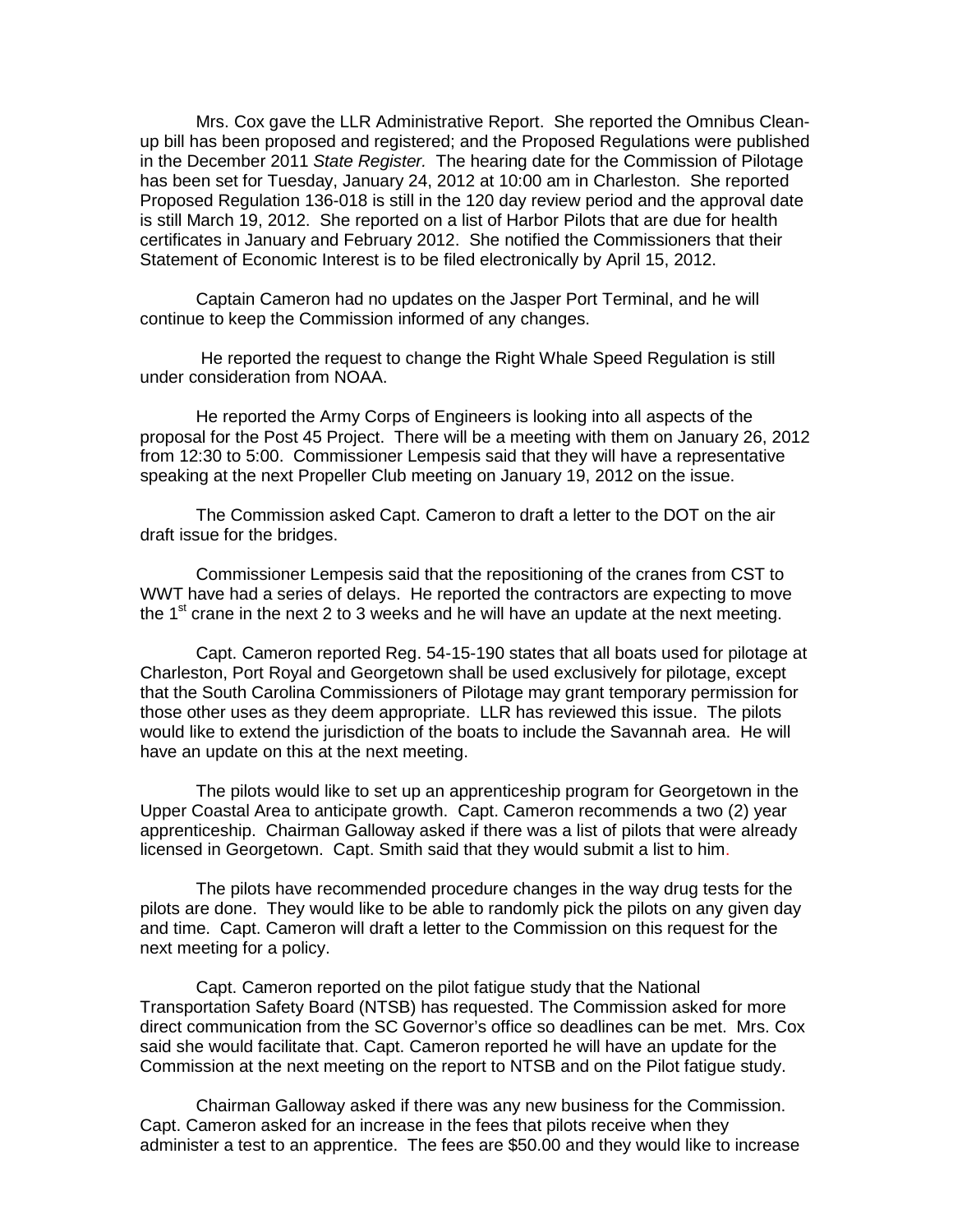Mrs. Cox gave the LLR Administrative Report. She reported the Omnibus Clean-up bill has been proposed and registered; and the Proposed Regulations were published in the December 2011 *State Register.* The hearing date for the Commission of Pilotage has been set for Tuesday, January 24, 2012 at 10:00 am in Charleston. She reported Proposed Regulation 136-018 is still in the 120 day review period and the approval date is still March 19, 2012. She reported on a list of Harbor Pilots that are due for health certificates in January and February 2012. She notified the Commissioners that their Statement of Economic Interest is to be filed electronically by April 15, 2012.

Captain Cameron had no updates on the Jasper Port Terminal, and he will continue to keep the Commission informed of any changes.

He reported the request to change the Right Whale Speed Regulation is still under consideration from NOAA.

He reported the Army Corps of Engineers is looking into all aspects of the proposal for the Post 45 Project. There will be a meeting with them on January 26, 2012 from 12:30 to 5:00. Commissioner Lempesis said that they will have a representative speaking at the next Propeller Club meeting on January 19, 2012 on the issue.

The Commission asked Capt. Cameron to draft a letter to the DOT on the air draft issue for the bridges.

Commissioner Lempesis said that the repositioning of the cranes from CST to WWT have had a series of delays. He reported the contractors are expecting to move the 1st crane in the next 2 to 3 weeks and he will have an update at the next meeting.

Capt. Cameron reported Reg. 54-15-190 states that all boats used for pilotage at Charleston, Port Royal and Georgetown shall be used exclusively for pilotage, except that the South Carolina Commissioners of Pilotage may grant temporary permission for those other uses as they deem appropriate. LLR has reviewed this issue. The pilots would like to extend the jurisdiction of the boats to include the Savannah area. He will have an update on this at the next meeting.

The pilots would like to set up an apprenticeship program for Georgetown in the Upper Coastal Area to anticipate growth. Capt. Cameron recommends a two (2) year apprenticeship. Chairman Galloway asked if there was a list of pilots that were already licensed in Georgetown. Capt. Smith said that they would submit a list to him.

The pilots have recommended procedure changes in the way drug tests for the pilots are done. They would like to be able to randomly pick the pilots on any given day and time. Capt. Cameron will draft a letter to the Commission on this request for the next meeting for a policy.

Capt. Cameron reported on the pilot fatigue study that the National Transportation Safety Board (NTSB) has requested. The Commission asked for more direct communication from the SC Governor's office so deadlines can be met. Mrs. Cox said she would facilitate that. Capt. Cameron reported he will have an update for the Commission at the next meeting on the report to NTSB and on the Pilot fatigue study.

Chairman Galloway asked if there was any new business for the Commission. Capt. Cameron asked for an increase in the fees that pilots receive when they administer a test to an apprentice. The fees are $50.00 and they would like to increase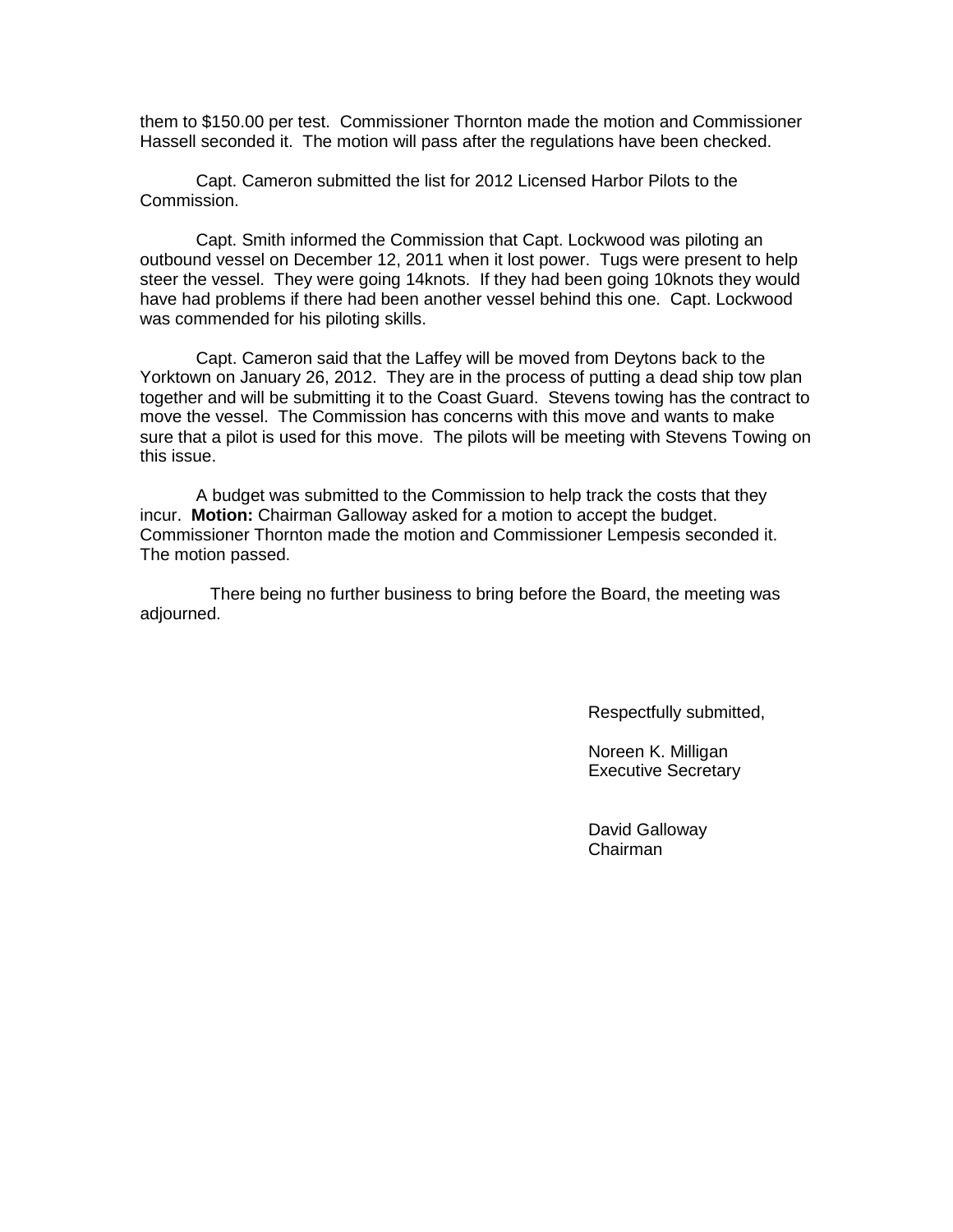them to $150.00 per test. Commissioner Thornton made the motion and Commissioner Hassell seconded it. The motion will pass after the regulations have been checked.

Capt. Cameron submitted the list for 2012 Licensed Harbor Pilots to the Commission.

Capt. Smith informed the Commission that Capt. Lockwood was piloting an outbound vessel on December 12, 2011 when it lost power. Tugs were present to help steer the vessel. They were going 14knots. If they had been going 10knots they would have had problems if there had been another vessel behind this one. Capt. Lockwood was commended for his piloting skills.

Capt. Cameron said that the Laffey will be moved from Deytons back to the Yorktown on January 26, 2012. They are in the process of putting a dead ship tow plan together and will be submitting it to the Coast Guard. Stevens towing has the contract to move the vessel. The Commission has concerns with this move and wants to make sure that a pilot is used for this move. The pilots will be meeting with Stevens Towing on this issue.

A budget was submitted to the Commission to help track the costs that they incur. **Motion:** Chairman Galloway asked for a motion to accept the budget. Commissioner Thornton made the motion and Commissioner Lempesis seconded it. The motion passed.

There being no further business to bring before the Board, the meeting was adjourned.

Respectfully submitted,

Noreen K. Milligan
Executive Secretary

David Galloway
Chairman